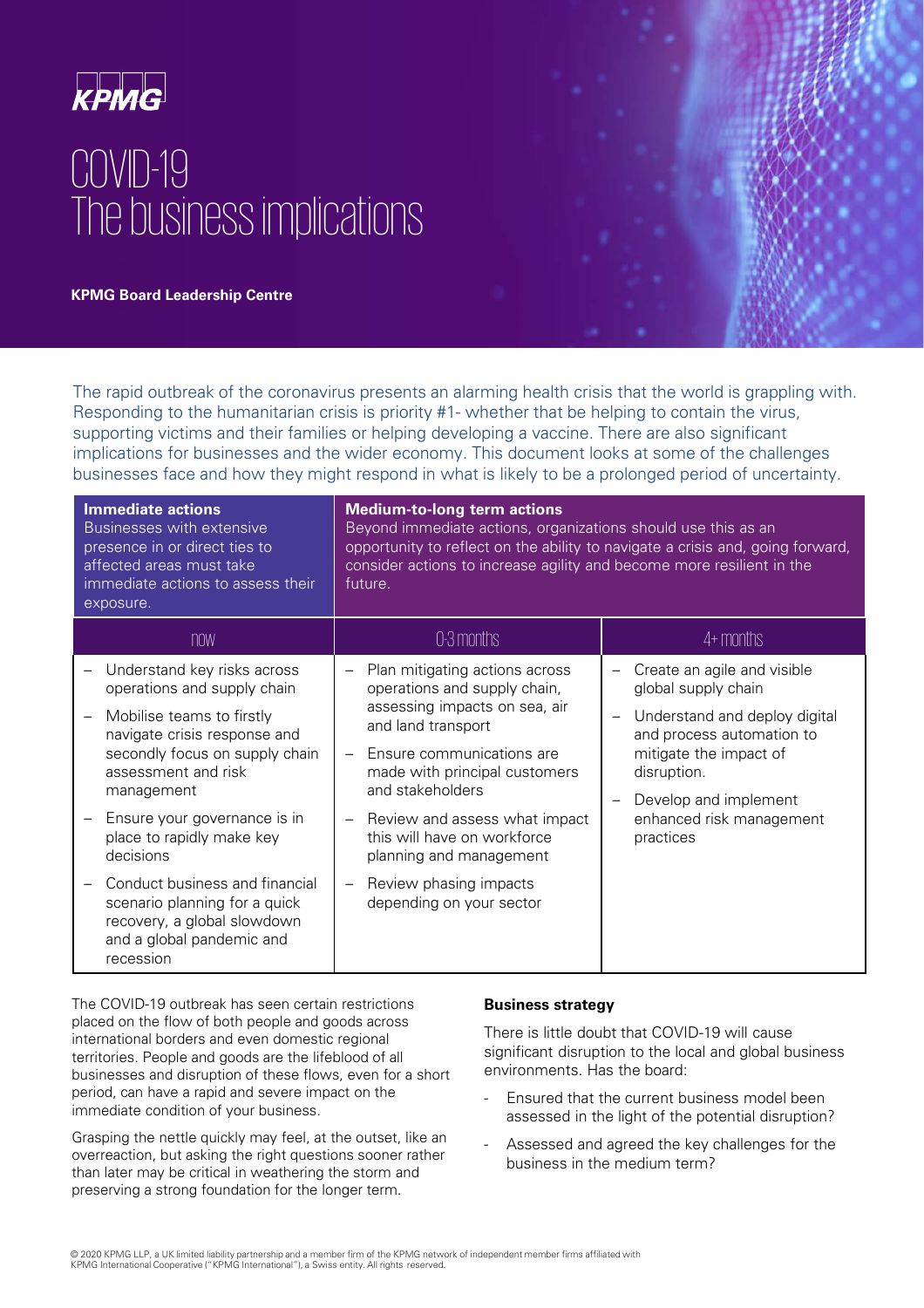KPMG

# COVID-19 The business implications

**KPMG Board Leadership Centre**

The rapid outbreak of the coronavirus presents an alarming health crisis that the world is grappling with. Responding to the humanitarian crisis is priority #1- whether that be helping to contain the virus, supporting victims and their families or helping developing a vaccine. There are also significant implications for businesses and the wider economy. This document looks at some of the challenges businesses face and how they might respond in what is likely to be a prolonged period of uncertainty.

| **Immediate actions** Businesses with extensive presence in or direct ties to affected areas must take immediate actions to assess their exposure. | **Medium-to-long term actions** Beyond immediate actions, organizations should use this as an opportunity to reflect on the ability to navigate a crisis and, going forward, consider actions to increase agility and become more resilient in the future. | |
|---|---|---|
| now | 0-3 months | 4+ months |
| – Understand key risks across operations and supply chain<br>– Mobilise teams to firstly navigate crisis response and secondly focus on supply chain assessment and risk management<br>– Ensure your governance is in place to rapidly make key decisions<br>– Conduct business and financial scenario planning for a quick recovery, a global slowdown and a global pandemic and recession | – Plan mitigating actions across operations and supply chain, assessing impacts on sea, air and land transport<br>– Ensure communications are made with principal customers and stakeholders<br>– Review and assess what impact this will have on workforce planning and management<br>– Review phasing impacts depending on your sector | – Create an agile and visible global supply chain<br>– Understand and deploy digital and process automation to mitigate the impact of disruption.<br>– Develop and implement enhanced risk management practices |

The COVID-19 outbreak has seen certain restrictions placed on the flow of both people and goods across international borders and even domestic regional territories. People and goods are the lifeblood of all businesses and disruption of these flows, even for a short period, can have a rapid and severe impact on the immediate condition of your business.

Grasping the nettle quickly may feel, at the outset, like an overreaction, but asking the right questions sooner rather than later may be critical in weathering the storm and preserving a strong foundation for the longer term.

**Business strategy**

There is little doubt that COVID-19 will cause significant disruption to the local and global business environments. Has the board:

- Ensured that the current business model been assessed in the light of the potential disruption?
- Assessed and agreed the key challenges for the business in the medium term?

© 2020 KPMG LLP, a UK limited liability partnership and a member firm of the KPMG network of independent member firms affiliated with KPMG International Cooperative ("KPMG International"), a Swiss entity. All rights reserved.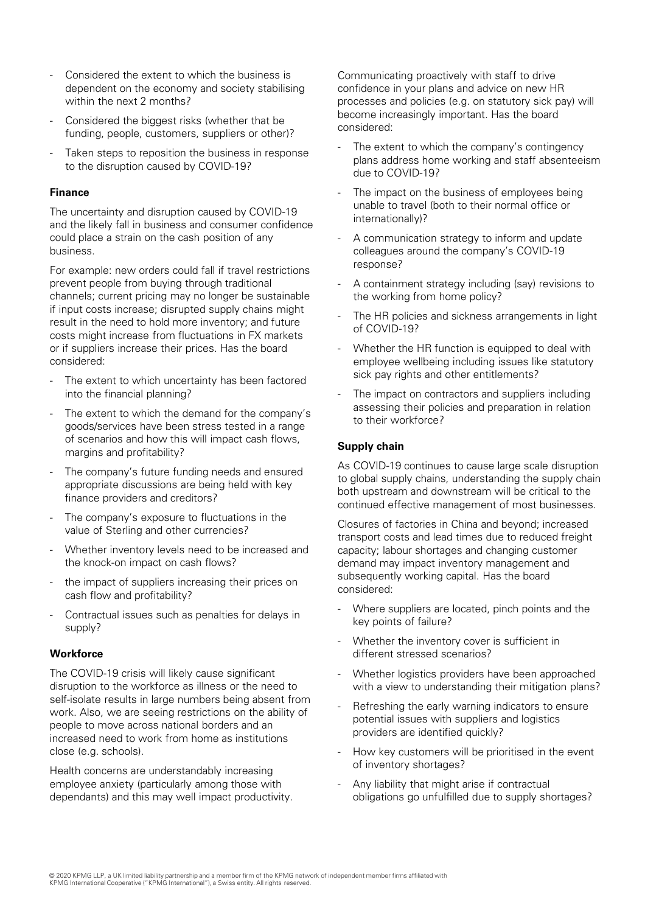- Considered the extent to which the business is dependent on the economy and society stabilising within the next 2 months?
- Considered the biggest risks (whether that be funding, people, customers, suppliers or other)?
- Taken steps to reposition the business in response to the disruption caused by COVID-19?

**Finance**

The uncertainty and disruption caused by COVID-19 and the likely fall in business and consumer confidence could place a strain on the cash position of any business.

For example: new orders could fall if travel restrictions prevent people from buying through traditional channels; current pricing may no longer be sustainable if input costs increase; disrupted supply chains might result in the need to hold more inventory; and future costs might increase from fluctuations in FX markets or if suppliers increase their prices. Has the board considered:

- The extent to which uncertainty has been factored into the financial planning?
- The extent to which the demand for the company's goods/services have been stress tested in a range of scenarios and how this will impact cash flows, margins and profitability?
- The company's future funding needs and ensured appropriate discussions are being held with key finance providers and creditors?
- The company's exposure to fluctuations in the value of Sterling and other currencies?
- Whether inventory levels need to be increased and the knock-on impact on cash flows?
- the impact of suppliers increasing their prices on cash flow and profitability?
- Contractual issues such as penalties for delays in supply?

**Workforce**

The COVID-19 crisis will likely cause significant disruption to the workforce as illness or the need to self-isolate results in large numbers being absent from work. Also, we are seeing restrictions on the ability of people to move across national borders and an increased need to work from home as institutions close (e.g. schools).

Health concerns are understandably increasing employee anxiety (particularly among those with dependants) and this may well impact productivity.

Communicating proactively with staff to drive confidence in your plans and advice on new HR processes and policies (e.g. on statutory sick pay) will become increasingly important. Has the board considered:

- The extent to which the company's contingency plans address home working and staff absenteeism due to COVID-19?
- The impact on the business of employees being unable to travel (both to their normal office or internationally)?
- A communication strategy to inform and update colleagues around the company's COVID-19 response?
- A containment strategy including (say) revisions to the working from home policy?
- The HR policies and sickness arrangements in light of COVID-19?
- Whether the HR function is equipped to deal with employee wellbeing including issues like statutory sick pay rights and other entitlements?
- The impact on contractors and suppliers including assessing their policies and preparation in relation to their workforce?

**Supply chain**

As COVID-19 continues to cause large scale disruption to global supply chains, understanding the supply chain both upstream and downstream will be critical to the continued effective management of most businesses.

Closures of factories in China and beyond; increased transport costs and lead times due to reduced freight capacity; labour shortages and changing customer demand may impact inventory management and subsequently working capital. Has the board considered:

- Where suppliers are located, pinch points and the key points of failure?
- Whether the inventory cover is sufficient in different stressed scenarios?
- Whether logistics providers have been approached with a view to understanding their mitigation plans?
- Refreshing the early warning indicators to ensure potential issues with suppliers and logistics providers are identified quickly?
- How key customers will be prioritised in the event of inventory shortages?
- Any liability that might arise if contractual obligations go unfulfilled due to supply shortages?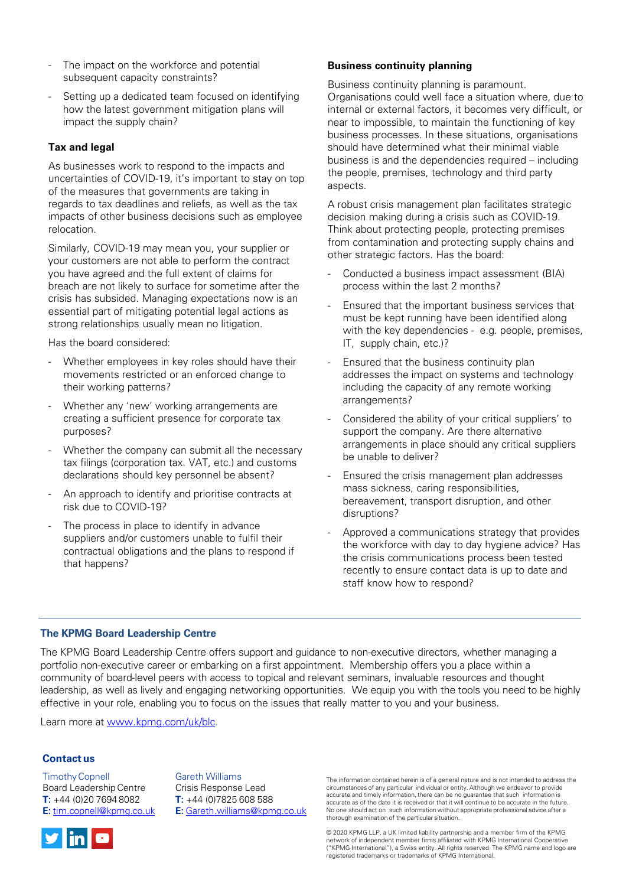- The impact on the workforce and potential subsequent capacity constraints?
- Setting up a dedicated team focused on identifying how the latest government mitigation plans will impact the supply chain?

### Tax and legal

As businesses work to respond to the impacts and uncertainties of COVID-19, it's important to stay on top of the measures that governments are taking in regards to tax deadlines and reliefs, as well as the tax impacts of other business decisions such as employee relocation.

Similarly, COVID-19 may mean you, your supplier or your customers are not able to perform the contract you have agreed and the full extent of claims for breach are not likely to surface for sometime after the crisis has subsided. Managing expectations now is an essential part of mitigating potential legal actions as strong relationships usually mean no litigation.

Has the board considered:

- Whether employees in key roles should have their movements restricted or an enforced change to their working patterns?
- Whether any 'new' working arrangements are creating a sufficient presence for corporate tax purposes?
- Whether the company can submit all the necessary tax filings (corporation tax. VAT, etc.) and customs declarations should key personnel be absent?
- An approach to identify and prioritise contracts at risk due to COVID-19?
- The process in place to identify in advance suppliers and/or customers unable to fulfil their contractual obligations and the plans to respond if that happens?

### Business continuity planning

Business continuity planning is paramount. Organisations could well face a situation where, due to internal or external factors, it becomes very difficult, or near to impossible, to maintain the functioning of key business processes. In these situations, organisations should have determined what their minimal viable business is and the dependencies required – including the people, premises, technology and third party aspects.

A robust crisis management plan facilitates strategic decision making during a crisis such as COVID-19. Think about protecting people, protecting premises from contamination and protecting supply chains and other strategic factors. Has the board:

- Conducted a business impact assessment (BIA) process within the last 2 months?
- Ensured that the important business services that must be kept running have been identified along with the key dependencies - e.g. people, premises, IT, supply chain, etc.)?
- Ensured that the business continuity plan addresses the impact on systems and technology including the capacity of any remote working arrangements?
- Considered the ability of your critical suppliers' to support the company. Are there alternative arrangements in place should any critical suppliers be unable to deliver?
- Ensured the crisis management plan addresses mass sickness, caring responsibilities, bereavement, transport disruption, and other disruptions?
- Approved a communications strategy that provides the workforce with day to day hygiene advice? Has the crisis communications process been tested recently to ensure contact data is up to date and staff know how to respond?

---

### The KPMG Board Leadership Centre

The KPMG Board Leadership Centre offers support and guidance to non-executive directors, whether managing a portfolio non-executive career or embarking on a first appointment. Membership offers you a place within a community of board-level peers with access to topical and relevant seminars, invaluable resources and thought leadership, as well as lively and engaging networking opportunities. We equip you with the tools you need to be highly effective in your role, enabling you to focus on the issues that really matter to you and your business.

Learn more at www.kpmg.com/uk/blc.

### Contact us

Timothy Copnell
Board Leadership Centre
**T:** +44 (0)20 7694 8082
**E:** tim.copnell@kpmg.co.uk

Gareth Williams
Crisis Response Lead
**T:** +44 (0)7825 608 588
**E:** Gareth.williams@kpmg.co.uk

The information contained herein is of a general nature and is not intended to address the circumstances of any particular individual or entity. Although we endeavor to provide accurate and timely information, there can be no guarantee that such information is accurate as of the date it is received or that it will continue to be accurate in the future. No one should act on such information without appropriate professional advice after a thorough examination of the particular situation.

© 2020 KPMG LLP, a UK limited liability partnership and a member firm of the KPMG network of independent member firms affiliated with KPMG International Cooperative ("KPMG International"), a Swiss entity. All rights reserved. The KPMG name and logo are registered trademarks or trademarks of KPMG International.